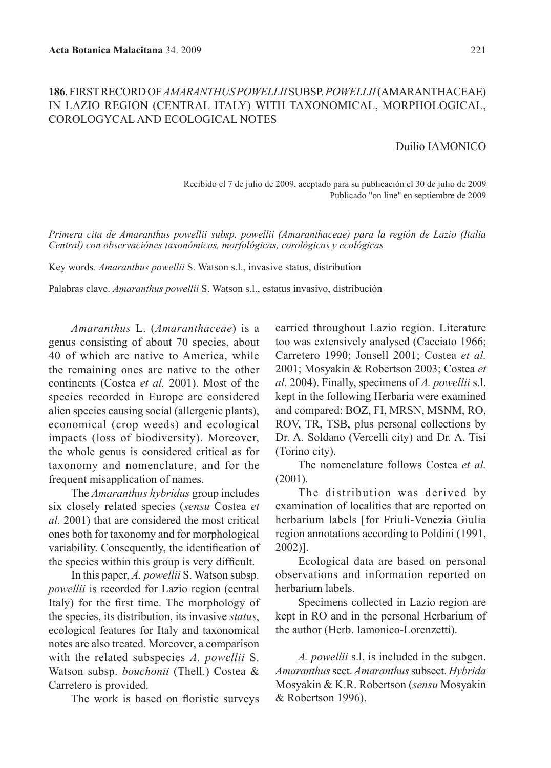# 186. FIRST RECORD OF *AMARANTHUS POWELLII* SUBSP. *POWELLII* (AMARANTHACEAE) IN LAZIO REGION (CENTRAL ITALY) WITH TAXONOMICAL, MORPHOLOGICAL, COROLOGYCAL AND ECOLOGICAL NOTES

Duilio IAMONICO

Recibido el 7 de julio de 2009, aceptado para su publicación el 30 de julio de 2009
Publicado "on line" en septiembre de 2009

*Primera cita de Amaranthus powellii subsp. powellii (Amaranthaceae) para la región de Lazio (Italia Central) con observaciónes taxonómicas, morfológicas, corológicas y ecológicas*

Key words. *Amaranthus powellii* S. Watson s.l., invasive status, distribution

Palabras clave. *Amaranthus powellii* S. Watson s.l., estatus invasivo, distribución

*Amaranthus* L. (*Amaranthaceae*) is a genus consisting of about 70 species, about 40 of which are native to America, while the remaining ones are native to the other continents (Costea *et al.* 2001). Most of the species recorded in Europe are considered alien species causing social (allergenic plants), economical (crop weeds) and ecological impacts (loss of biodiversity). Moreover, the whole genus is considered critical as for taxonomy and nomenclature, and for the frequent misapplication of names.

The *Amaranthus hybridus* group includes six closely related species (*sensu* Costea *et al.* 2001) that are considered the most critical ones both for taxonomy and for morphological variability. Consequently, the identification of the species within this group is very difficult.

In this paper, *A. powellii* S. Watson subsp. *powellii* is recorded for Lazio region (central Italy) for the first time. The morphology of the species, its distribution, its invasive *status*, ecological features for Italy and taxonomical notes are also treated. Moreover, a comparison with the related subspecies *A. powellii* S. Watson subsp. *bouchonii* (Thell.) Costea & Carretero is provided.

The work is based on floristic surveys carried throughout Lazio region. Literature too was extensively analysed (Cacciato 1966; Carretero 1990; Jonsell 2001; Costea *et al.* 2001; Mosyakin & Robertson 2003; Costea *et al.* 2004). Finally, specimens of *A. powellii* s.l. kept in the following Herbaria were examined and compared: BOZ, FI, MRSN, MSNM, RO, ROV, TR, TSB, plus personal collections by Dr. A. Soldano (Vercelli city) and Dr. A. Tisi (Torino city).

The nomenclature follows Costea *et al.* (2001).

The distribution was derived by examination of localities that are reported on herbarium labels [for Friuli-Venezia Giulia region annotations according to Poldini (1991, 2002)].

Ecological data are based on personal observations and information reported on herbarium labels.

Specimens collected in Lazio region are kept in RO and in the personal Herbarium of the author (Herb. Iamonico-Lorenzetti).

*A. powellii* s.l. is included in the subgen. *Amaranthus* sect. *Amaranthus* subsect. *Hybrida* Mosyakin & K.R. Robertson (*sensu* Mosyakin & Robertson 1996).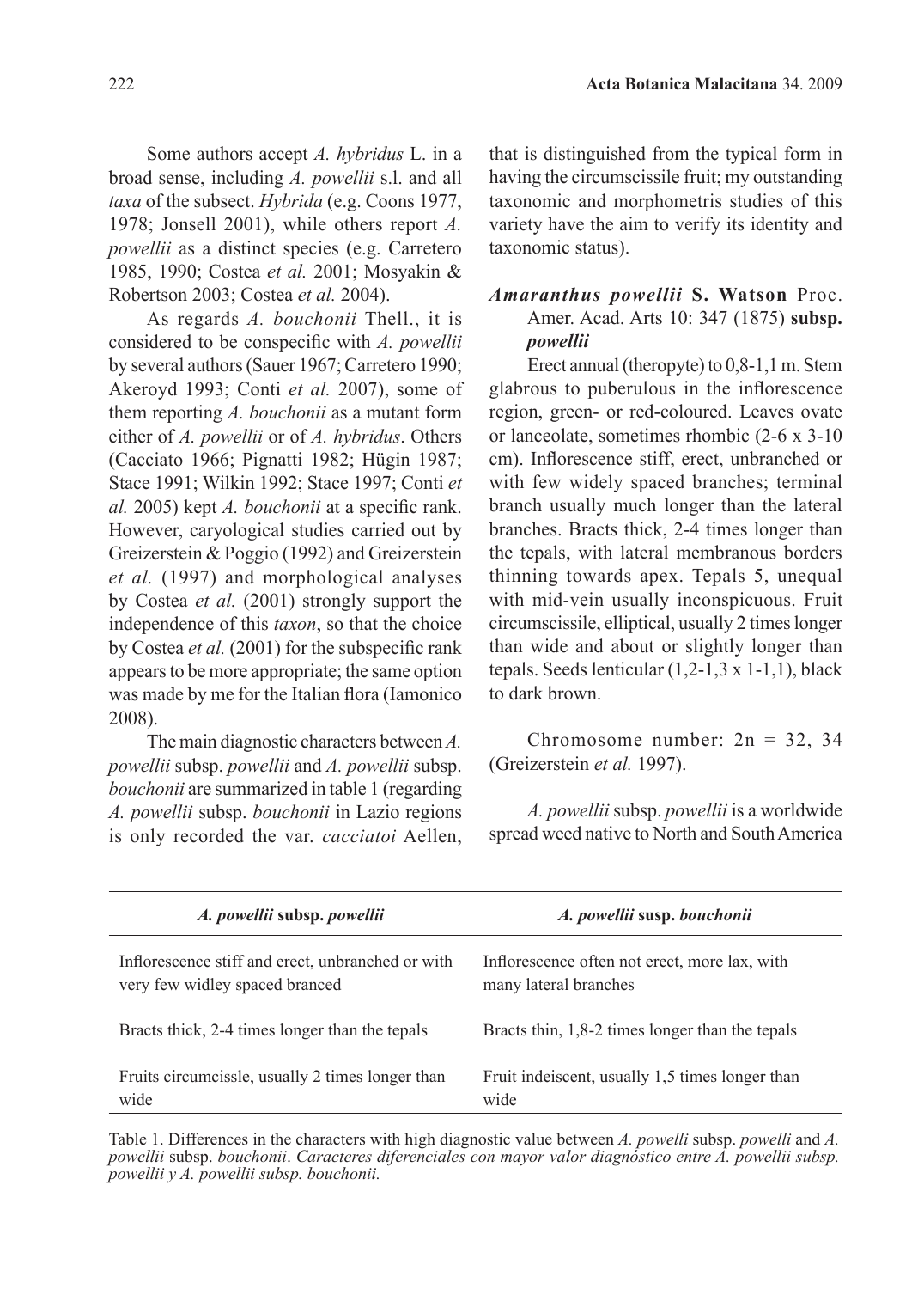Some authors accept *A. hybridus* L. in a broad sense, including *A. powellii* s.l. and all *taxa* of the subsect. *Hybrida* (e.g. Coons 1977, 1978; Jonsell 2001), while others report *A. powellii* as a distinct species (e.g. Carretero 1985, 1990; Costea *et al.* 2001; Mosyakin & Robertson 2003; Costea *et al.* 2004).

As regards *A. bouchonii* Thell., it is considered to be conspecific with *A. powellii* by several authors (Sauer 1967; Carretero 1990; Akeroyd 1993; Conti *et al.* 2007), some of them reporting *A. bouchonii* as a mutant form either of *A. powellii* or of *A. hybridus*. Others (Cacciato 1966; Pignatti 1982; Hügin 1987; Stace 1991; Wilkin 1992; Stace 1997; Conti *et al.* 2005) kept *A. bouchonii* at a specific rank. However, caryological studies carried out by Greizerstein & Poggio (1992) and Greizerstein *et al.* (1997) and morphological analyses by Costea *et al.* (2001) strongly support the independence of this *taxon*, so that the choice by Costea *et al.* (2001) for the subspecific rank appears to be more appropriate; the same option was made by me for the Italian flora (Iamonico 2008).

The main diagnostic characters between *A. powellii* subsp. *powellii* and *A. powellii* subsp. *bouchonii* are summarized in table 1 (regarding *A. powellii* subsp. *bouchonii* in Lazio regions is only recorded the var. *cacciatoi* Aellen, that is distinguished from the typical form in having the circumscissile fruit; my outstanding taxonomic and morphometris studies of this variety have the aim to verify its identity and taxonomic status).

***Amaranthus powellii* S. Watson** Proc. Amer. Acad. Arts 10: 347 (1875) **subsp. *powellii***

Erect annual (theropyte) to 0,8-1,1 m. Stem glabrous to puberulous in the inflorescence region, green- or red-coloured. Leaves ovate or lanceolate, sometimes rhombic (2-6 x 3-10 cm). Inflorescence stiff, erect, unbranched or with few widely spaced branches; terminal branch usually much longer than the lateral branches. Bracts thick, 2-4 times longer than the tepals, with lateral membranous borders thinning towards apex. Tepals 5, unequal with mid-vein usually inconspicuous. Fruit circumscissile, elliptical, usually 2 times longer than wide and about or slightly longer than tepals. Seeds lenticular (1,2-1,3 x 1-1,1), black to dark brown.

Chromosome number: 2n = 32, 34 (Greizerstein *et al.* 1997).

*A. powellii* subsp. *powellii* is a worldwide spread weed native to North and South America

| *A. powellii* subsp. *powellii* | *A. powellii* susp. *bouchonii* |
|---|---|
| Inflorescence stiff and erect, unbranched or with very few widley spaced branced | Inflorescence often not erect, more lax, with many lateral branches |
| Bracts thick, 2-4 times longer than the tepals | Bracts thin, 1,8-2 times longer than the tepals |
| Fruits circumcissle, usually 2 times longer than wide | Fruit indeiscent, usually 1,5 times longer than wide |

Table 1. Differences in the characters with high diagnostic value between *A. powelli* subsp. *powelli* and *A. powellii* subsp. *bouchonii*. *Caracteres diferenciales con mayor valor diagnóstico entre A. powellii subsp. powellii y A. powellii subsp. bouchonii.*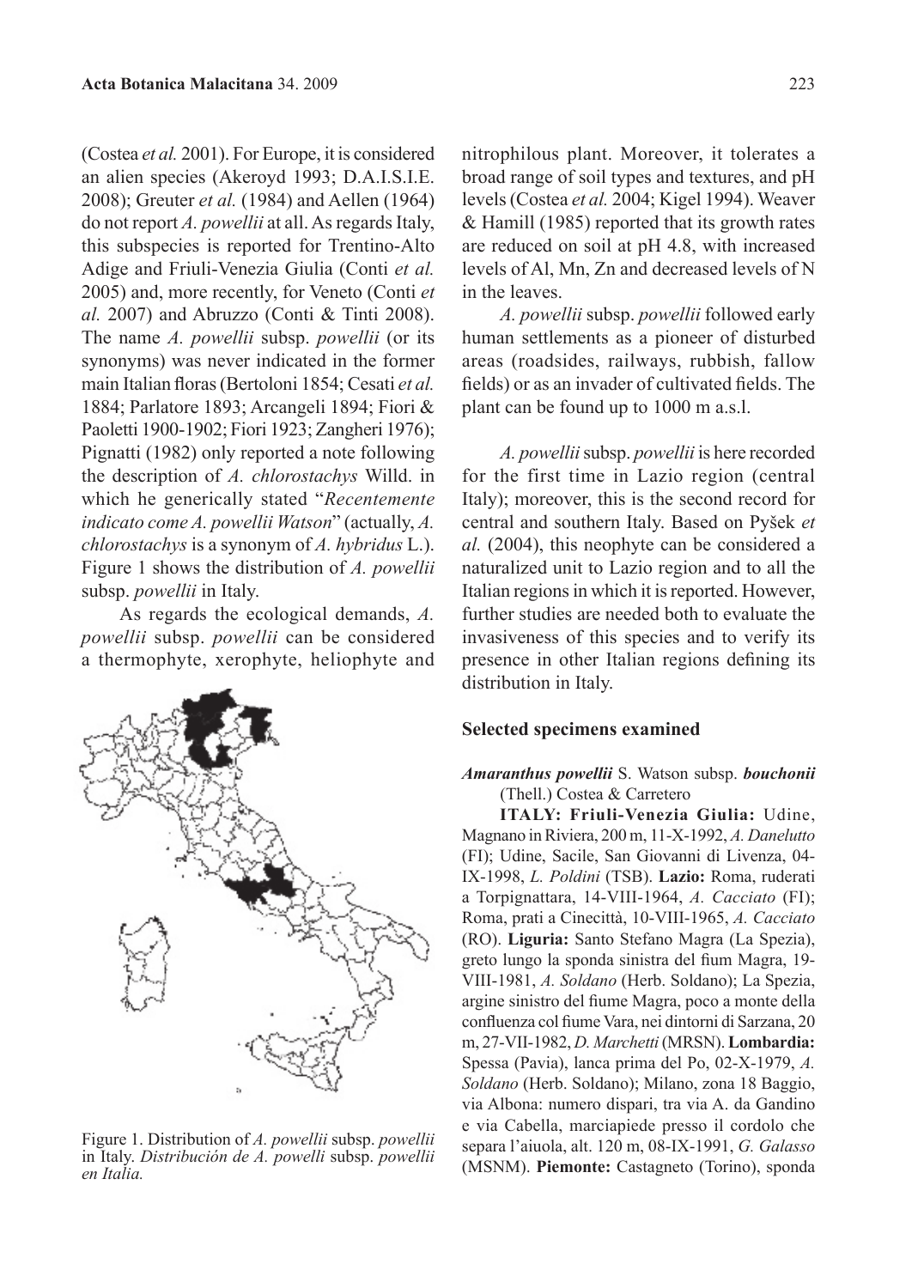(Costea *et al.* 2001). For Europe, it is considered an alien species (Akeroyd 1993; D.A.I.S.I.E. 2008); Greuter *et al.* (1984) and Aellen (1964) do not report *A. powellii* at all. As regards Italy, this subspecies is reported for Trentino-Alto Adige and Friuli-Venezia Giulia (Conti *et al.* 2005) and, more recently, for Veneto (Conti *et al.* 2007) and Abruzzo (Conti & Tinti 2008). The name *A. powellii* subsp. *powellii* (or its synonyms) was never indicated in the former main Italian floras (Bertoloni 1854; Cesati *et al.* 1884; Parlatore 1893; Arcangeli 1894; Fiori & Paoletti 1900-1902; Fiori 1923; Zangheri 1976); Pignatti (1982) only reported a note following the description of *A. chlorostachys* Willd. in which he generically stated "*Recentemente indicato come A. powellii Watson*" (actually, *A. chlorostachys* is a synonym of *A. hybridus* L.). Figure 1 shows the distribution of *A. powellii* subsp. *powellii* in Italy.

As regards the ecological demands, *A. powellii* subsp. *powellii* can be considered a thermophyte, xerophyte, heliophyte and nitrophilous plant. Moreover, it tolerates a broad range of soil types and textures, and pH levels (Costea *et al.* 2004; Kigel 1994). Weaver & Hamill (1985) reported that its growth rates are reduced on soil at pH 4.8, with increased levels of Al, Mn, Zn and decreased levels of N in the leaves.

Figure 1. Distribution of *A. powellii* subsp. *powellii* in Italy. *Distribución de A. powelli* subsp. *powellii en Italia.*

*A. powellii* subsp. *powellii* followed early human settlements as a pioneer of disturbed areas (roadsides, railways, rubbish, fallow fields) or as an invader of cultivated fields. The plant can be found up to 1000 m a.s.l.

*A. powellii* subsp. *powellii* is here recorded for the first time in Lazio region (central Italy); moreover, this is the second record for central and southern Italy. Based on Pyšek *et al.* (2004), this neophyte can be considered a naturalized unit to Lazio region and to all the Italian regions in which it is reported. However, further studies are needed both to evaluate the invasiveness of this species and to verify its presence in other Italian regions defining its distribution in Italy.

## Selected specimens examined

***Amaranthus powellii*** S. Watson subsp. ***bouchonii*** (Thell.) Costea & Carretero

**ITALY: Friuli-Venezia Giulia:** Udine, Magnano in Riviera, 200 m, 11-X-1992, *A. Danelutto* (FI); Udine, Sacile, San Giovanni di Livenza, 04-IX-1998, *L. Poldini* (TSB). **Lazio:** Roma, ruderati a Torpignattara, 14-VIII-1964, *A. Cacciato* (FI); Roma, prati a Cinecittà, 10-VIII-1965, *A. Cacciato* (RO). **Liguria:** Santo Stefano Magra (La Spezia), greto lungo la sponda sinistra del fium Magra, 19-VIII-1981, *A. Soldano* (Herb. Soldano); La Spezia, argine sinistro del fiume Magra, poco a monte della confluenza col fiume Vara, nei dintorni di Sarzana, 20 m, 27-VII-1982, *D. Marchetti* (MRSN). **Lombardia:** Spessa (Pavia), lanca prima del Po, 02-X-1979, *A. Soldano* (Herb. Soldano); Milano, zona 18 Baggio, via Albona: numero dispari, tra via A. da Gandino e via Cabella, marciapiede presso il cordolo che separa l'aiuola, alt. 120 m, 08-IX-1991, *G. Galasso* (MSNM). **Piemonte:** Castagneto (Torino), sponda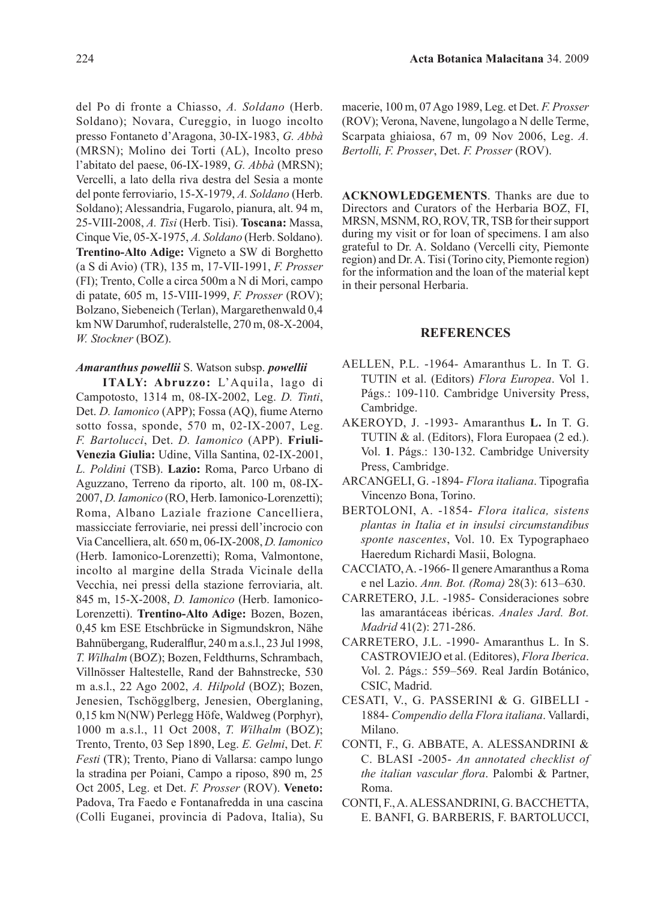del Po di fronte a Chiasso, *A. Soldano* (Herb. Soldano); Novara, Cureggio, in luogo incolto presso Fontaneto d'Aragona, 30-IX-1983, *G. Abbà* (MRSN); Molino dei Torti (AL), Incolto preso l'abitato del paese, 06-IX-1989, *G. Abbà* (MRSN); Vercelli, a lato della riva destra del Sesia a monte del ponte ferroviario, 15-X-1979, *A. Soldano* (Herb. Soldano); Alessandria, Fugarolo, pianura, alt. 94 m, 25-VIII-2008, *A. Tisi* (Herb. Tisi). **Toscana:** Massa, Cinque Vie, 05-X-1975, *A. Soldano* (Herb. Soldano). **Trentino-Alto Adige:** Vigneto a SW di Borghetto (a S di Avio) (TR), 135 m, 17-VII-1991, *F. Prosser* (FI); Trento, Colle a circa 500m a N di Mori, campo di patate, 605 m, 15-VIII-1999, *F. Prosser* (ROV); Bolzano, Siebeneich (Terlan), Margarethenwald 0,4 km NW Darumhof, ruderalstelle, 270 m, 08-X-2004, *W. Stockner* (BOZ).

***Amaranthus powellii*** S. Watson subsp. ***powellii***

**ITALY: Abruzzo:** L'Aquila, lago di Campotosto, 1314 m, 08-IX-2002, Leg. *D. Tinti*, Det. *D. Iamonico* (APP); Fossa (AQ), fiume Aterno sotto fossa, sponde, 570 m, 02-IX-2007, Leg. *F. Bartolucci*, Det. *D. Iamonico* (APP). **Friuli-Venezia Giulia:** Udine, Villa Santina, 02-IX-2001, *L. Poldini* (TSB). **Lazio:** Roma, Parco Urbano di Aguzzano, Terreno da riporto, alt. 100 m, 08-IX-2007, *D. Iamonico* (RO, Herb. Iamonico-Lorenzetti); Roma, Albano Laziale frazione Cancelliera, massicciate ferroviarie, nei pressi dell'incrocio con Via Cancelliera, alt. 650 m, 06-IX-2008, *D. Iamonico* (Herb. Iamonico-Lorenzetti); Roma, Valmontone, incolto al margine della Strada Vicinale della Vecchia, nei pressi della stazione ferroviaria, alt. 845 m, 15-X-2008, *D. Iamonico* (Herb. Iamonico-Lorenzetti). **Trentino-Alto Adige:** Bozen, Bozen, 0,45 km ESE Etschbrücke in Sigmundskron, Nähe Bahnübergang, Ruderalflur, 240 m a.s.l., 23 Jul 1998, *T. Wilhalm* (BOZ); Bozen, Feldthurns, Schrambach, Villnösser Haltestelle, Rand der Bahnstrecke, 530 m a.s.l., 22 Ago 2002, *A. Hilpold* (BOZ); Bozen, Jenesien, Tschögglberg, Jenesien, Oberglaning, 0,15 km N(NW) Perlegg Höfe, Waldweg (Porphyr), 1000 m a.s.l., 11 Oct 2008, *T. Wilhalm* (BOZ); Trento, Trento, 03 Sep 1890, Leg. *E. Gelmi*, Det. *F. Festi* (TR); Trento, Piano di Vallarsa: campo lungo la stradina per Poiani, Campo a riposo, 890 m, 25 Oct 2005, Leg. et Det. *F. Prosser* (ROV). **Veneto:** Padova, Tra Faedo e Fontanafredda in una cascina (Colli Euganei, provincia di Padova, Italia), Su macerie, 100 m, 07 Ago 1989, Leg. et Det. *F. Prosser* (ROV); Verona, Navene, lungolago a N delle Terme, Scarpata ghiaiosa, 67 m, 09 Nov 2006, Leg. *A. Bertolli, F. Prosser*, Det. *F. Prosser* (ROV).

**ACKNOWLEDGEMENTS**. Thanks are due to Directors and Curators of the Herbaria BOZ, FI, MRSN, MSNM, RO, ROV, TR, TSB for their support during my visit or for loan of specimens. I am also grateful to Dr. A. Soldano (Vercelli city, Piemonte region) and Dr. A. Tisi (Torino city, Piemonte region) for the information and the loan of the material kept in their personal Herbaria.

## REFERENCES

AELLEN, P.L. -1964- Amaranthus L. In T. G. TUTIN et al. (Editors) *Flora Europea*. Vol 1. Págs.: 109-110. Cambridge University Press, Cambridge.

AKEROYD, J. -1993- Amaranthus **L.** In T. G. TUTIN & al. (Editors), Flora Europaea (2 ed.). Vol. **1**. Págs.: 130-132. Cambridge University Press, Cambridge.

ARCANGELI, G. -1894- *Flora italiana*. Tipografia Vincenzo Bona, Torino.

BERTOLONI, A. -1854- *Flora italica, sistens plantas in Italia et in insulsi circumstandibus sponte nascentes*, Vol. 10. Ex Typographaeo Haeredum Richardi Masii, Bologna.

CACCIATO, A. -1966- Il genere Amaranthus a Roma e nel Lazio. *Ann. Bot. (Roma)* 28(3): 613–630.

CARRETERO, J.L. -1985- Consideraciones sobre las amarantáceas ibéricas. *Anales Jard. Bot. Madrid* 41(2): 271-286.

CARRETERO, J.L. -1990- Amaranthus L. In S. CASTROVIEJO et al. (Editores), *Flora Iberica*. Vol. 2. Págs.: 559–569. Real Jardín Botánico, CSIC, Madrid.

CESATI, V., G. PASSERINI & G. GIBELLI -1884- *Compendio della Flora italiana*. Vallardi, Milano.

CONTI, F., G. ABBATE, A. ALESSANDRINI & C. BLASI -2005- *An annotated checklist of the italian vascular flora*. Palombi & Partner, Roma.

CONTI, F., A. ALESSANDRINI, G. BACCHETTA, E. BANFI, G. BARBERIS, F. BARTOLUCCI,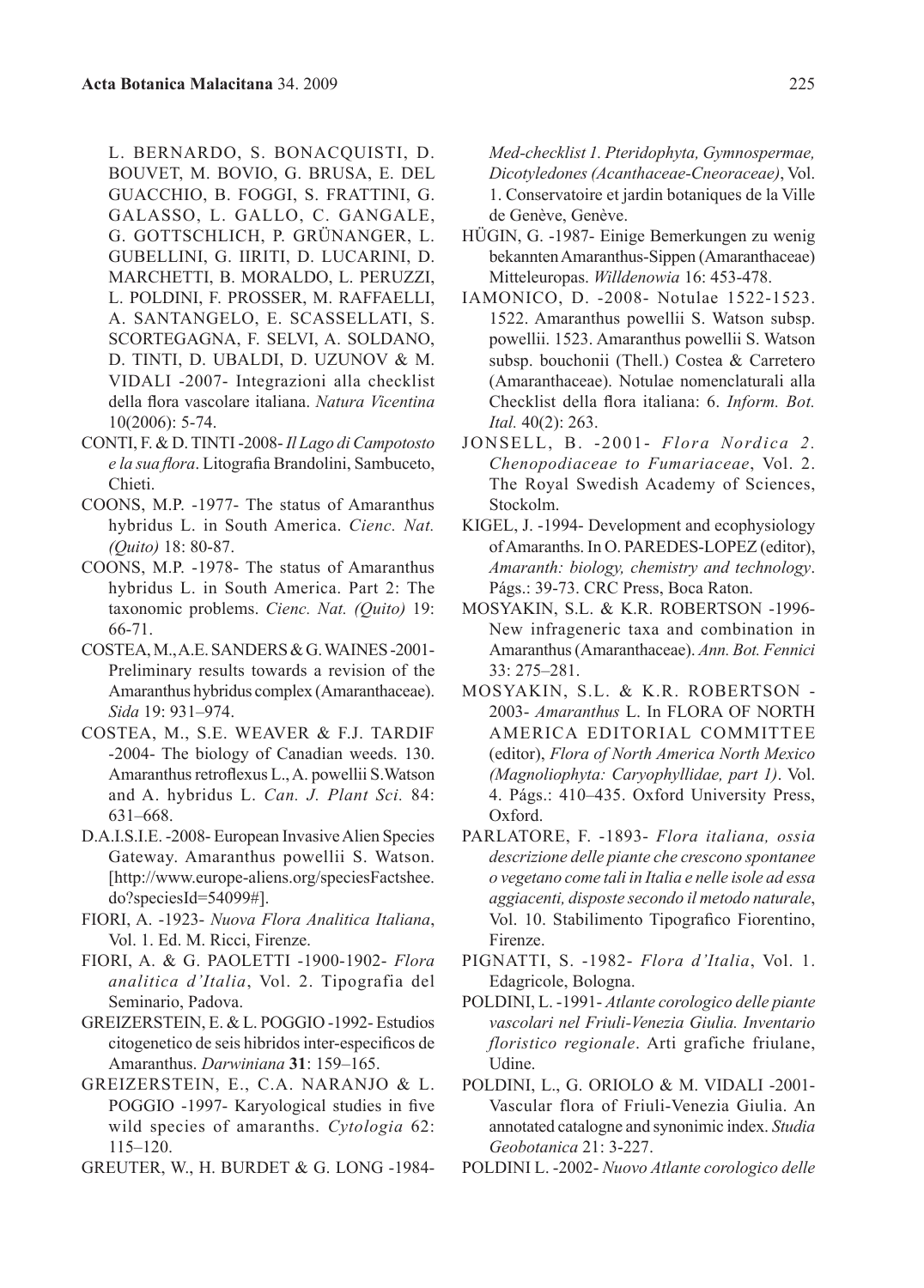L. BERNARDO, S. BONACQUISTI, D. BOUVET, M. BOVIO, G. BRUSA, E. DEL GUACCHIO, B. FOGGI, S. FRATTINI, G. GALASSO, L. GALLO, C. GANGALE, G. GOTTSCHLICH, P. GRÜNANGER, L. GUBELLINI, G. IIRITI, D. LUCARINI, D. MARCHETTI, B. MORALDO, L. PERUZZI, L. POLDINI, F. PROSSER, M. RAFFAELLI, A. SANTANGELO, E. SCASSELLATI, S. SCORTEGAGNA, F. SELVI, A. SOLDANO, D. TINTI, D. UBALDI, D. UZUNOV & M. VIDALI -2007- Integrazioni alla checklist della flora vascolare italiana. *Natura Vicentina* 10(2006): 5-74.

CONTI, F. & D. TINTI -2008- *Il Lago di Campotosto e la sua flora*. Litografia Brandolini, Sambuceto, Chieti.

COONS, M.P. -1977- The status of Amaranthus hybridus L. in South America. *Cienc. Nat. (Quito)* 18: 80-87.

COONS, M.P. -1978- The status of Amaranthus hybridus L. in South America. Part 2: The taxonomic problems. *Cienc. Nat. (Quito)* 19: 66-71.

COSTEA, M., A.E. SANDERS & G. WAINES -2001- Preliminary results towards a revision of the Amaranthus hybridus complex (Amaranthaceae). *Sida* 19: 931–974.

COSTEA, M., S.E. WEAVER & F.J. TARDIF -2004- The biology of Canadian weeds. 130. Amaranthus retroflexus L., A. powellii S.Watson and A. hybridus L. *Can. J. Plant Sci.* 84: 631–668.

D.A.I.S.I.E. -2008- European Invasive Alien Species Gateway. Amaranthus powellii S. Watson. [http://www.europe-aliens.org/speciesFactshee.do?speciesId=54099#].

FIORI, A. -1923- *Nuova Flora Analitica Italiana*, Vol. 1. Ed. M. Ricci, Firenze.

FIORI, A. & G. PAOLETTI -1900-1902- *Flora analitica d'Italia*, Vol. 2. Tipografia del Seminario, Padova.

GREIZERSTEIN, E. & L. POGGIO -1992- Estudios citogenetico de seis hibridos inter-especificos de Amaranthus. *Darwiniana* **31**: 159–165.

GREIZERSTEIN, E., C.A. NARANJO & L. POGGIO -1997- Karyological studies in five wild species of amaranths. *Cytologia* 62: 115–120.

GREUTER, W., H. BURDET & G. LONG -1984- *Med-checklist 1. Pteridophyta, Gymnospermae, Dicotyledones (Acanthaceae-Cneoraceae)*, Vol. 1. Conservatoire et jardin botaniques de la Ville de Genève, Genève.

HÜGIN, G. -1987- Einige Bemerkungen zu wenig bekannten Amaranthus-Sippen (Amaranthaceae) Mitteleuropas. *Willdenowia* 16: 453-478.

IAMONICO, D. -2008- Notulae 1522-1523. 1522. Amaranthus powellii S. Watson subsp. powellii. 1523. Amaranthus powellii S. Watson subsp. bouchonii (Thell.) Costea & Carretero (Amaranthaceae). Notulae nomenclaturali alla Checklist della flora italiana: 6. *Inform. Bot. Ital.* 40(2): 263.

JONSELL, B. -2001- *Flora Nordica 2. Chenopodiaceae to Fumariaceae*, Vol. 2. The Royal Swedish Academy of Sciences, Stockolm.

KIGEL, J. -1994- Development and ecophysiology of Amaranths. In O. PAREDES-LOPEZ (editor), *Amaranth: biology, chemistry and technology*. Págs.: 39-73. CRC Press, Boca Raton.

MOSYAKIN, S.L. & K.R. ROBERTSON -1996- New infrageneric taxa and combination in Amaranthus (Amaranthaceae). *Ann. Bot. Fennici* 33: 275–281.

MOSYAKIN, S.L. & K.R. ROBERTSON -2003- *Amaranthus* L. In FLORA OF NORTH AMERICA EDITORIAL COMMITTEE (editor), *Flora of North America North Mexico (Magnoliophyta: Caryophyllidae, part 1)*. Vol. 4. Págs.: 410–435. Oxford University Press, Oxford.

PARLATORE, F. -1893- *Flora italiana, ossia descrizione delle piante che crescono spontanee o vegetano come tali in Italia e nelle isole ad essa aggiacenti, disposte secondo il metodo naturale*, Vol. 10. Stabilimento Tipografico Fiorentino, Firenze.

PIGNATTI, S. -1982- *Flora d'Italia*, Vol. 1. Edagricole, Bologna.

POLDINI, L. -1991- *Atlante corologico delle piante vascolari nel Friuli-Venezia Giulia. Inventario floristico regionale*. Arti grafiche friulane, Udine.

POLDINI, L., G. ORIOLO & M. VIDALI -2001- Vascular flora of Friuli-Venezia Giulia. An annotated catalogne and synonimic index. *Studia Geobotanica* 21: 3-227.

POLDINI L. -2002- *Nuovo Atlante corologico delle*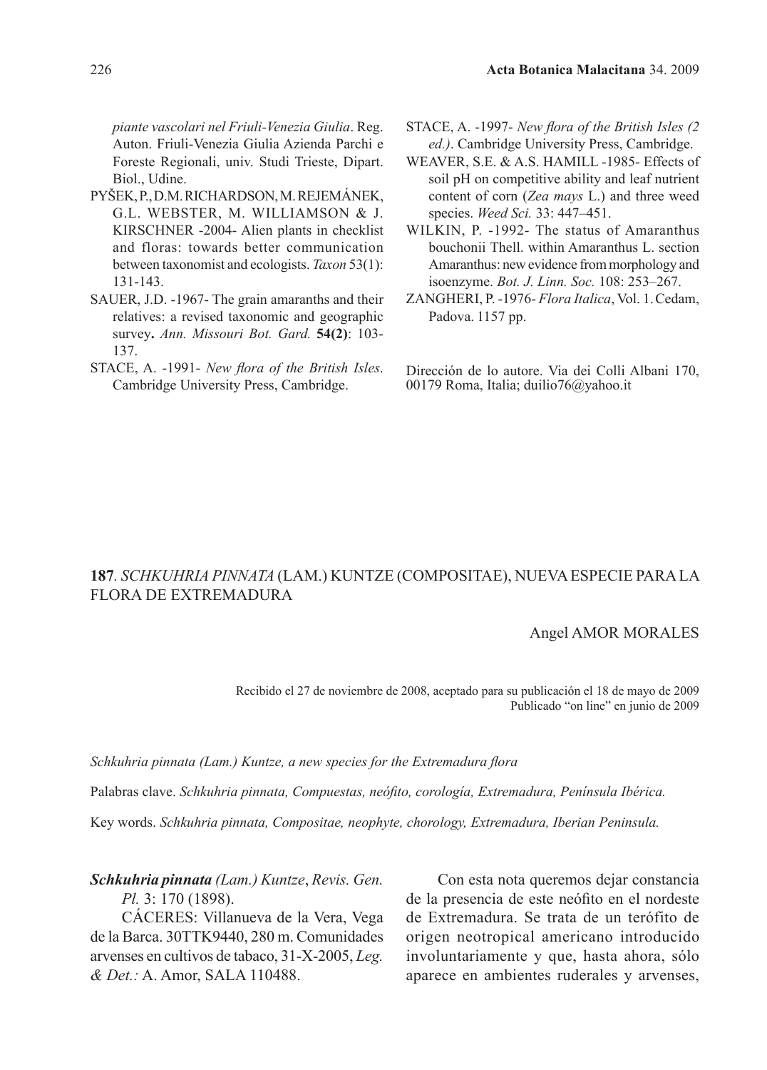*piante vascolari nel Friuli-Venezia Giulia*. Reg. Auton. Friuli-Venezia Giulia Azienda Parchi e Foreste Regionali, univ. Studi Trieste, Dipart. Biol., Udine.

PYŠEK, P., D.M. RICHARDSON, M. REJEMÁNEK, G.L. WEBSTER, M. WILLIAMSON & J. KIRSCHNER -2004- Alien plants in checklist and floras: towards better communication between taxonomist and ecologists. *Taxon* 53(1): 131-143.

SAUER, J.D. -1967- The grain amaranths and their relatives: a revised taxonomic and geographic survey**.** *Ann. Missouri Bot. Gard.* **54(2)**: 103-137.

STACE, A. -1991- *New flora of the British Isles*. Cambridge University Press, Cambridge.

STACE, A. -1997- *New flora of the British Isles (2 ed.)*. Cambridge University Press, Cambridge.

WEAVER, S.E. & A.S. HAMILL -1985- Effects of soil pH on competitive ability and leaf nutrient content of corn (*Zea mays* L.) and three weed species. *Weed Sci.* 33: 447–451.

WILKIN, P. -1992- The status of Amaranthus bouchonii Thell. within Amaranthus L. section Amaranthus: new evidence from morphology and isoenzyme. *Bot. J. Linn. Soc.* 108: 253–267.

ZANGHERI, P. -1976- *Flora Italica*, Vol. 1. Cedam, Padova. 1157 pp.

Dirección de lo autore. Via dei Colli Albani 170, 00179 Roma, Italia; duilio76@yahoo.it

## **187**. *SCHKUHRIA PINNATA* (LAM.) KUNTZE (COMPOSITAE), NUEVA ESPECIE PARA LA FLORA DE EXTREMADURA

Angel AMOR MORALES

Recibido el 27 de noviembre de 2008, aceptado para su publicación el 18 de mayo de 2009
Publicado "on line" en junio de 2009

*Schkuhria pinnata (Lam.) Kuntze, a new species for the Extremadura flora*

Palabras clave. *Schkuhria pinnata, Compuestas, neófito, corología, Extremadura, Península Ibérica.*

Key words. *Schkuhria pinnata, Compositae, neophyte, chorology, Extremadura, Iberian Peninsula.*

***Schkuhria pinnata** (Lam.) Kuntze*, *Revis. Gen. Pl.* 3: 170 (1898).

CÁCERES: Villanueva de la Vera, Vega de la Barca. 30TTK9440, 280 m. Comunidades arvenses en cultivos de tabaco, 31-X-2005, *Leg. & Det.:* A. Amor, SALA 110488.

Con esta nota queremos dejar constancia de la presencia de este neófito en el nordeste de Extremadura. Se trata de un terófito de origen neotropical americano introducido involuntariamente y que, hasta ahora, sólo aparece en ambientes ruderales y arvenses,